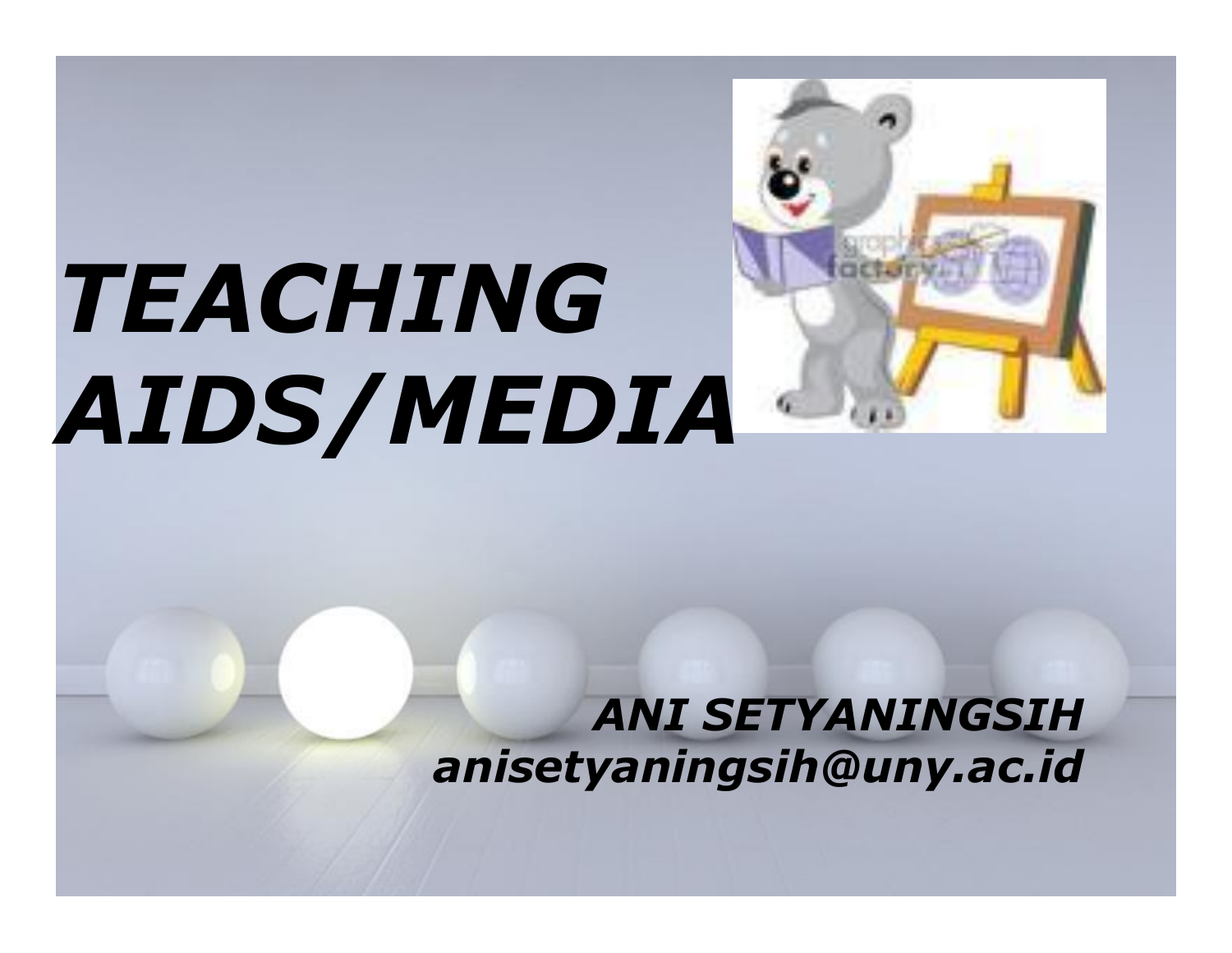# *TEACHING AIDS/MEDIA*

***ANI SETYANINGSIH***
***anisetyaningsih@uny.ac.id***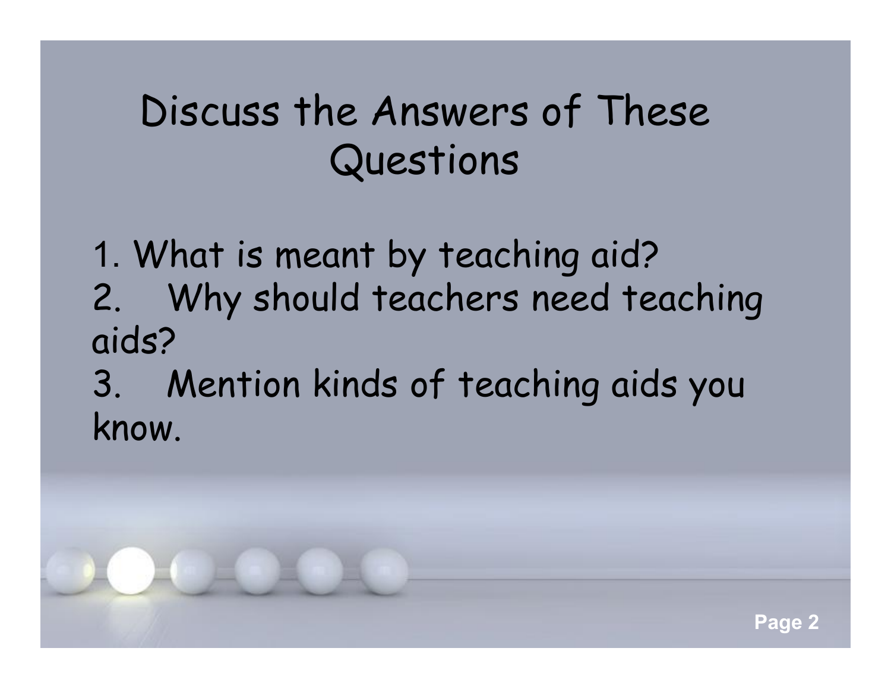# Discuss the Answers of These Questions

1. What is meant by teaching aid?
2. Why should teachers need teaching aids?
3. Mention kinds of teaching aids you know.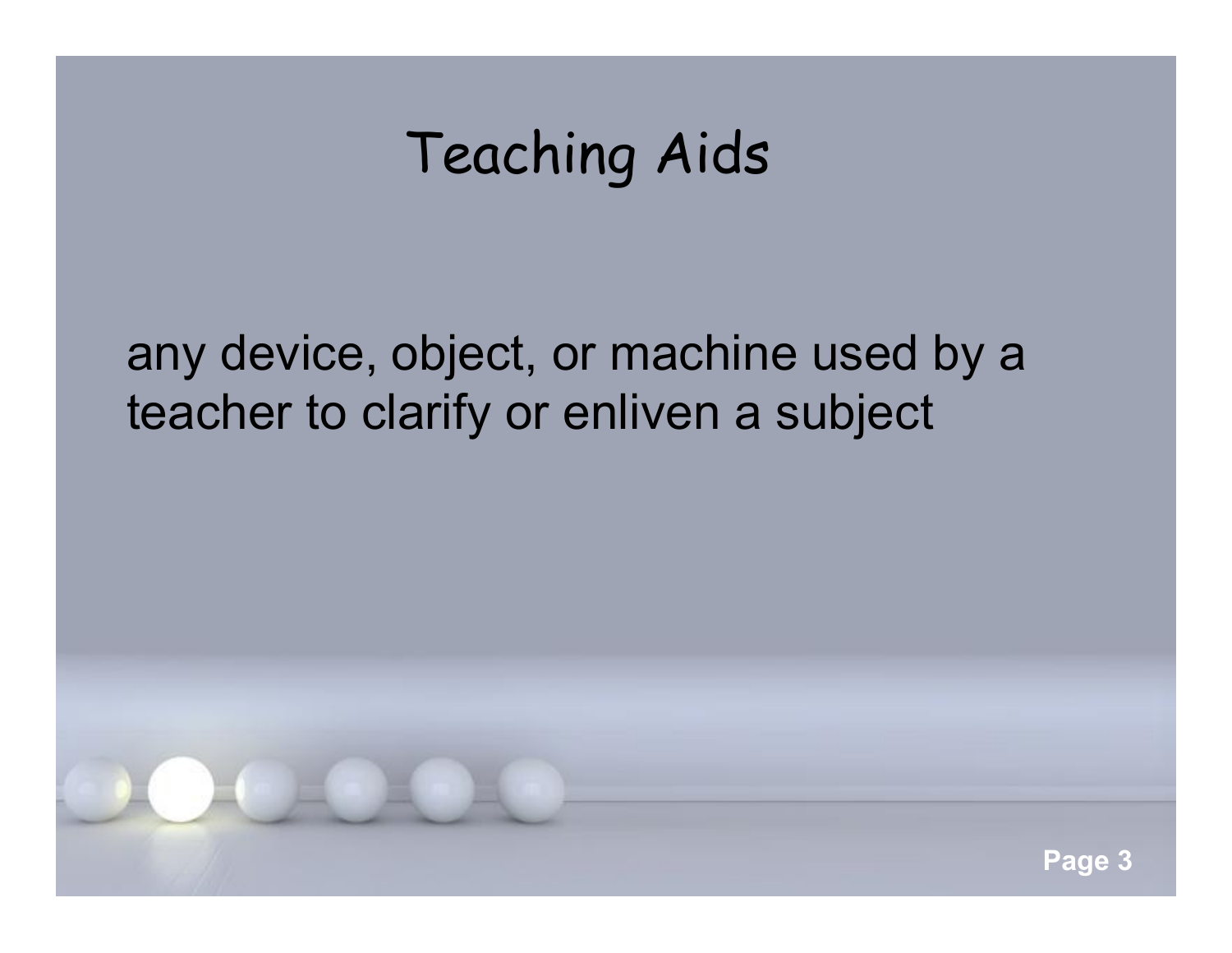# Teaching Aids

any device, object, or machine used by a teacher to clarify or enliven a subject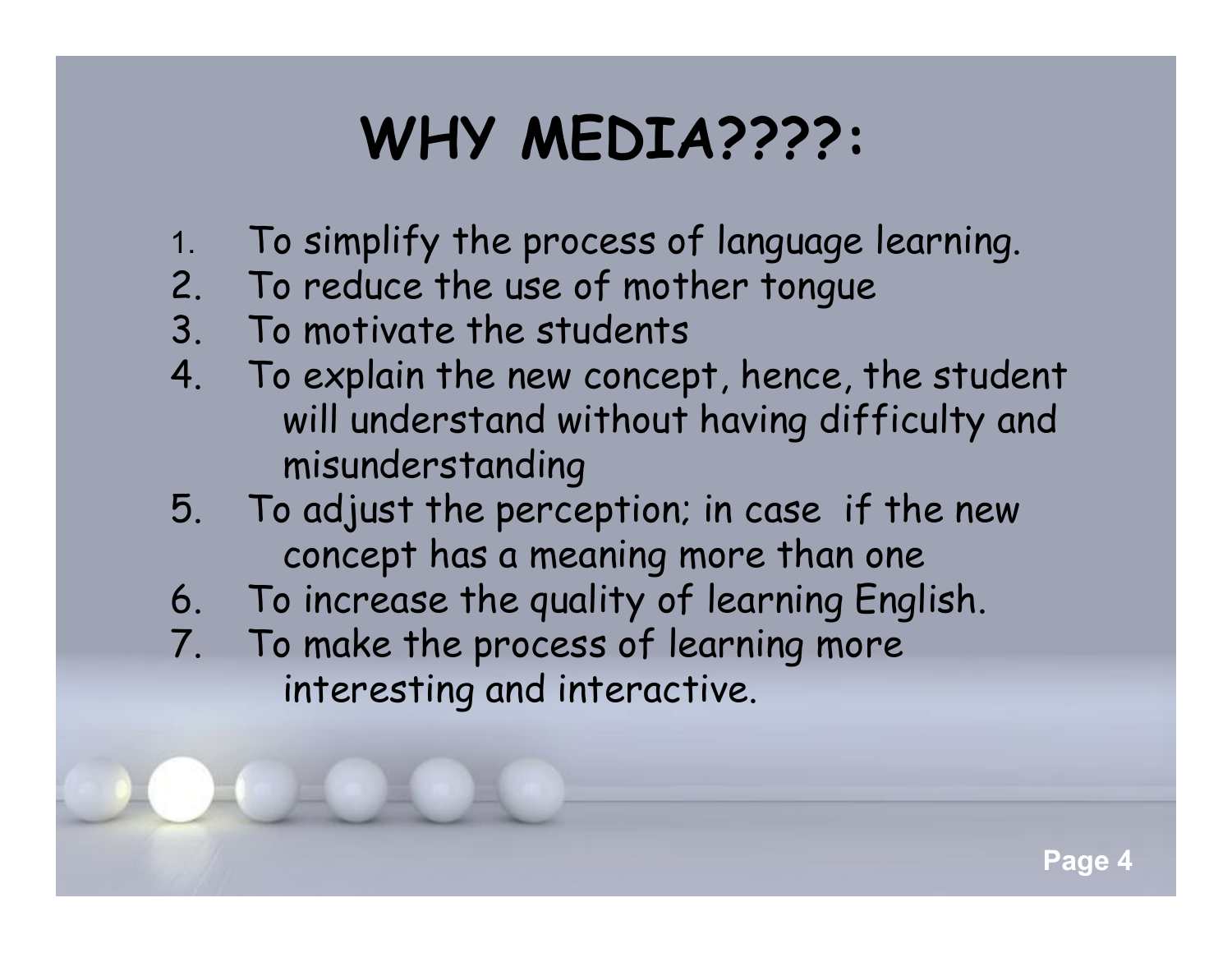# WHY MEDIA????:

1. To simplify the process of language learning.
2. To reduce the use of mother tongue
3. To motivate the students
4. To explain the new concept, hence, the student will understand without having difficulty and misunderstanding
5. To adjust the perception; in case if the new concept has a meaning more than one
6. To increase the quality of learning English.
7. To make the process of learning more interesting and interactive.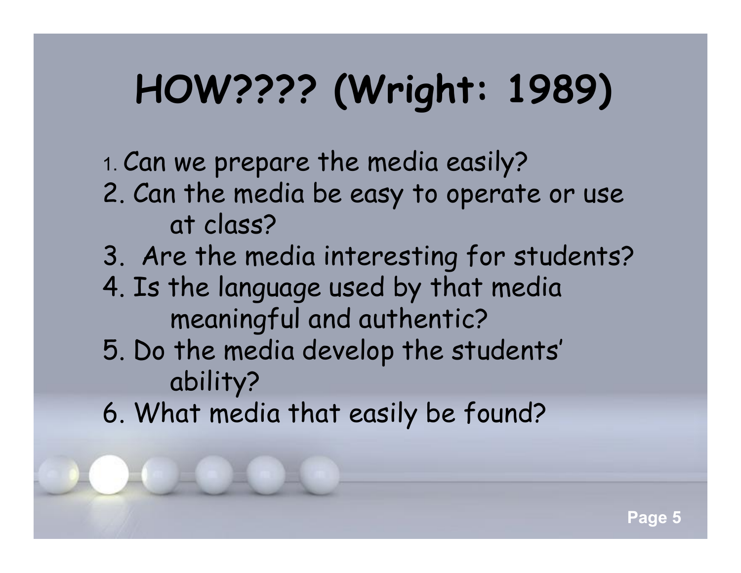# HOW???? (Wright: 1989)

1. Can we prepare the media easily?
2. Can the media be easy to operate or use at class?
3. Are the media interesting for students?
4. Is the language used by that media meaningful and authentic?
5. Do the media develop the students' ability?
6. What media that easily be found?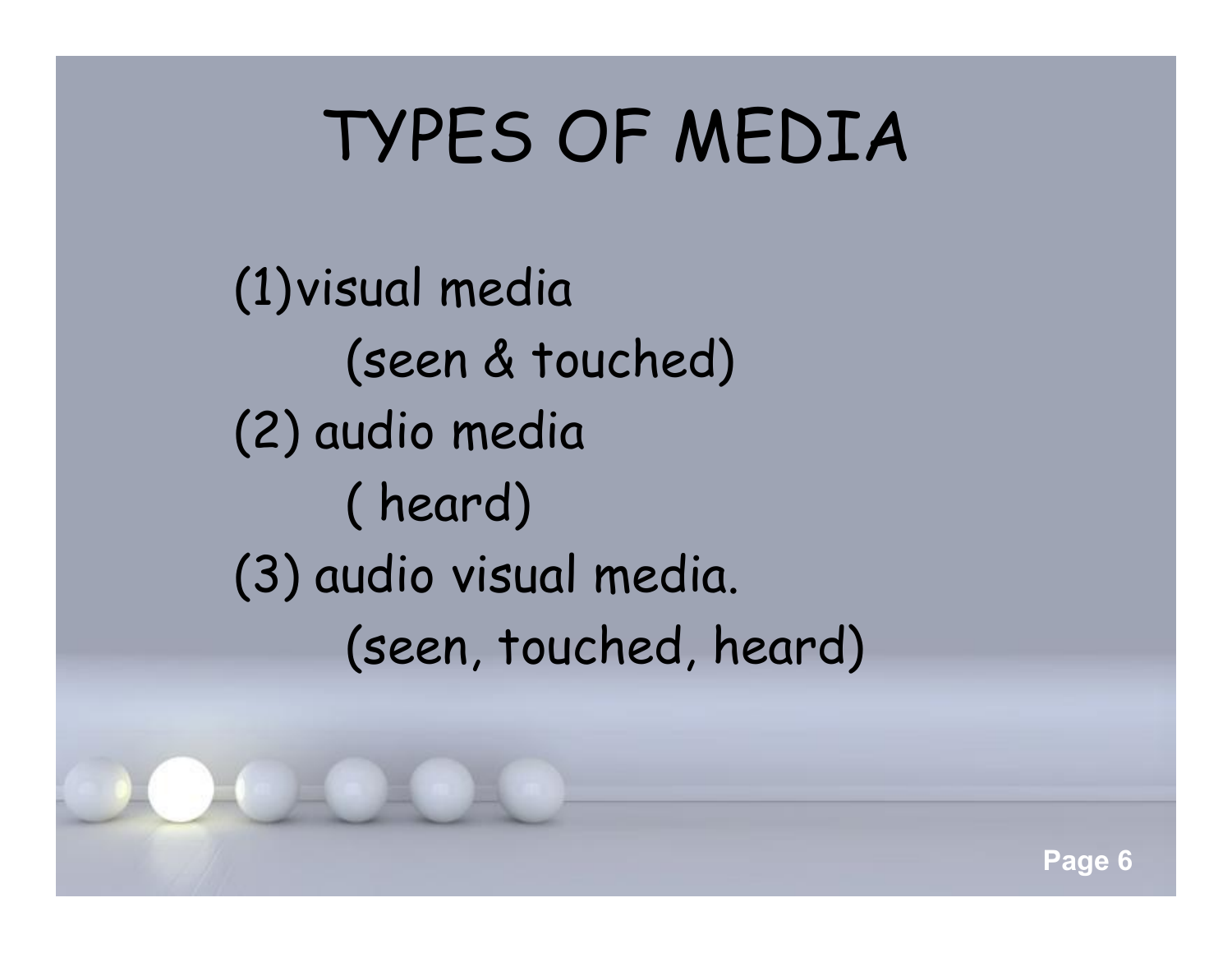# TYPES OF MEDIA

(1)visual media

(seen & touched)

(2) audio media

( heard)

(3) audio visual media.

(seen, touched, heard)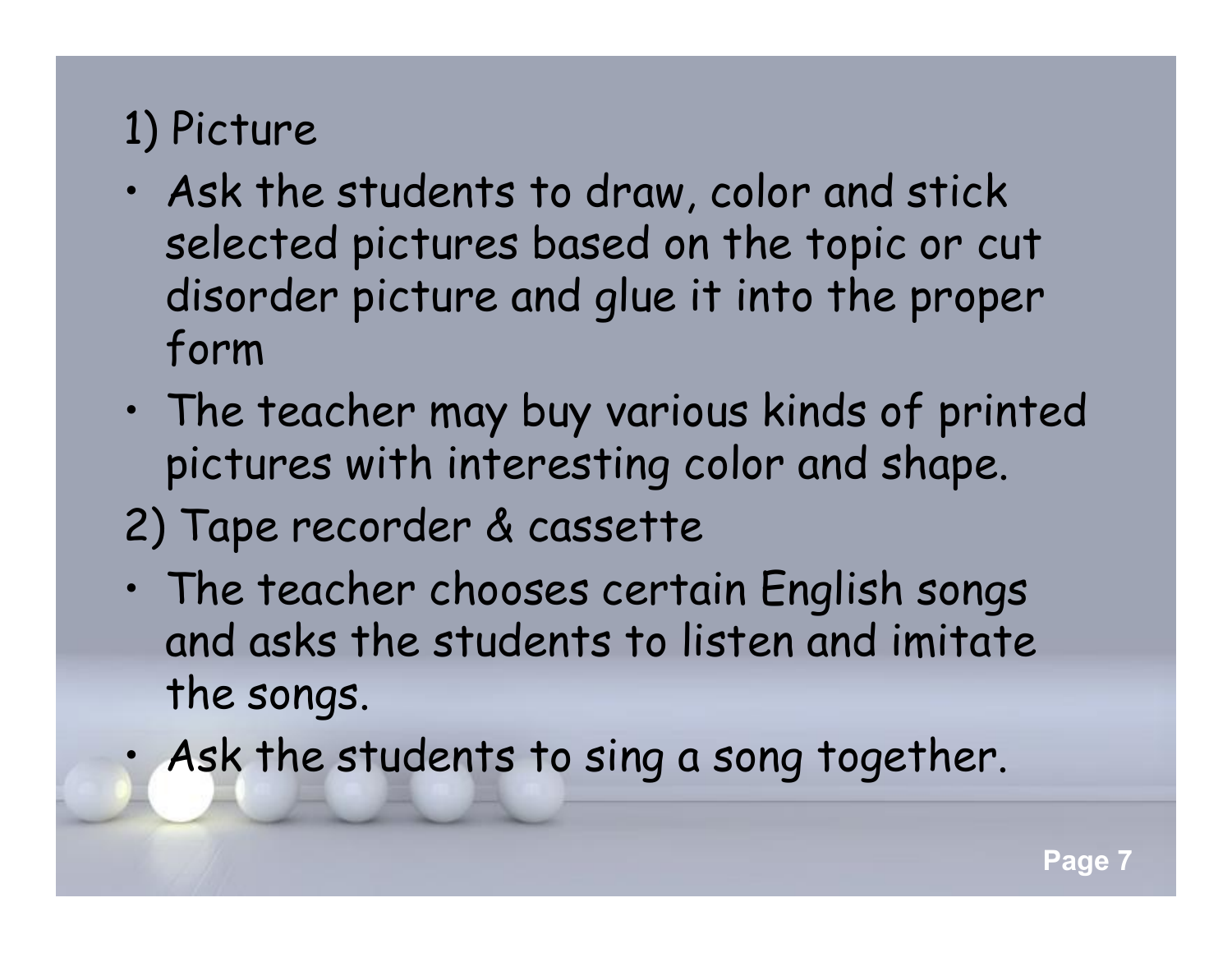1) Picture

- Ask the students to draw, color and stick selected pictures based on the topic or cut disorder picture and glue it into the proper form
- The teacher may buy various kinds of printed pictures with interesting color and shape.

2) Tape recorder & cassette

- The teacher chooses certain English songs and asks the students to listen and imitate the songs.
- Ask the students to sing a song together.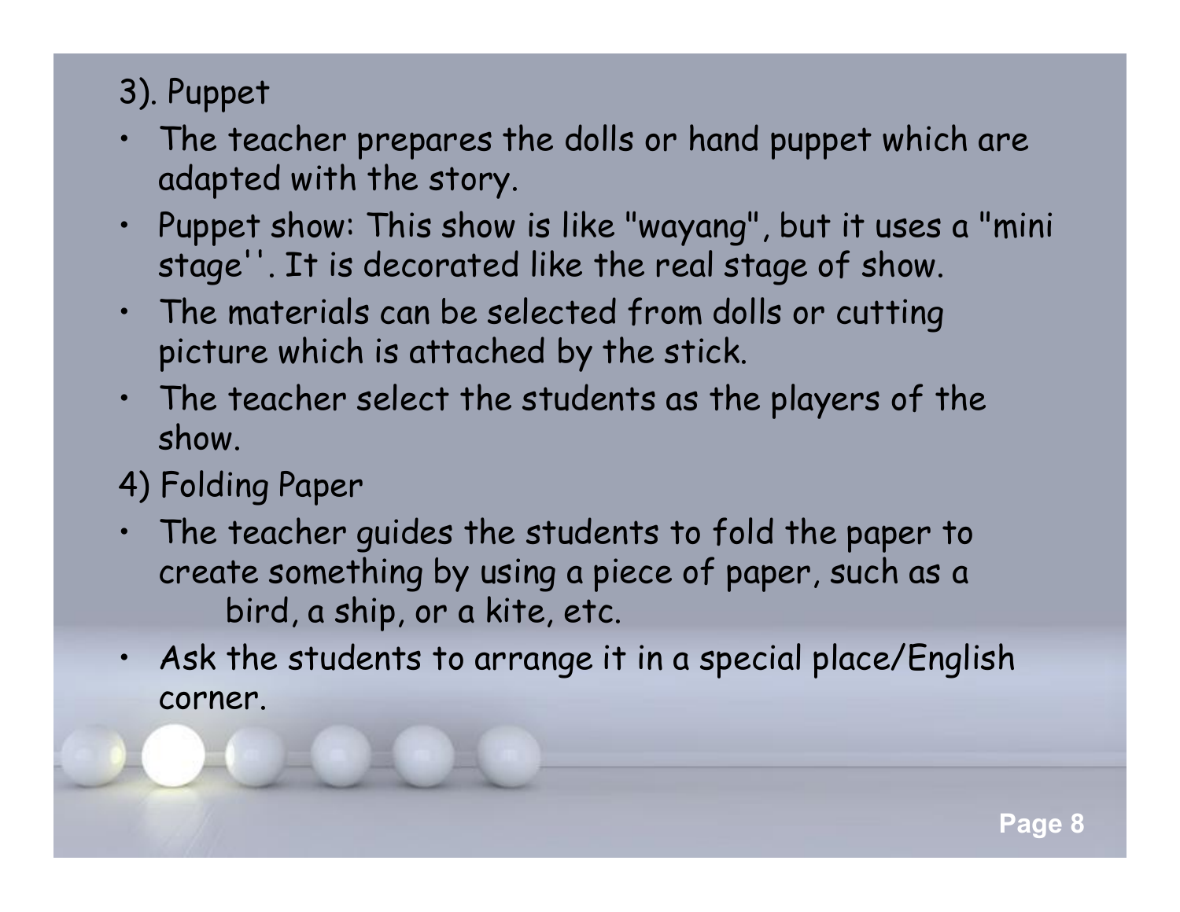3). Puppet

- The teacher prepares the dolls or hand puppet which are adapted with the story.
- Puppet show: This show is like "wayang", but it uses a "mini stage''. It is decorated like the real stage of show.
- The materials can be selected from dolls or cutting picture which is attached by the stick.
- The teacher select the students as the players of the show.

4) Folding Paper

- The teacher guides the students to fold the paper to create something by using a piece of paper, such as a bird, a ship, or a kite, etc.
- Ask the students to arrange it in a special place/English corner.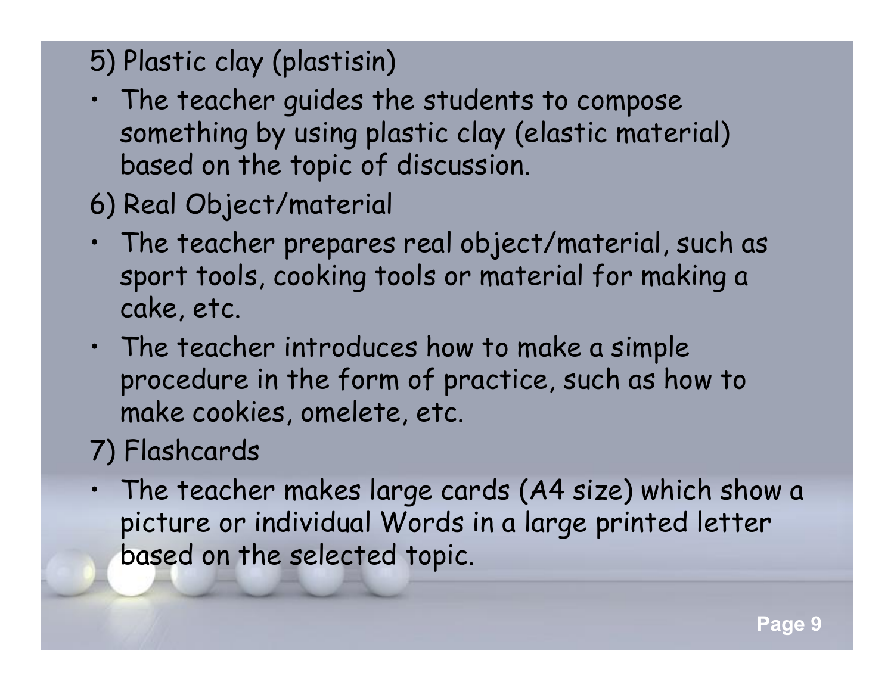5) Plastic clay (plastisin)

- The teacher guides the students to compose something by using plastic clay (elastic material) based on the topic of discussion.

6) Real Object/material

- The teacher prepares real object/material, such as sport tools, cooking tools or material for making a cake, etc.
- The teacher introduces how to make a simple procedure in the form of practice, such as how to make cookies, omelete, etc.

7) Flashcards

- The teacher makes large cards (A4 size) which show a picture or individual Words in a large printed letter based on the selected topic.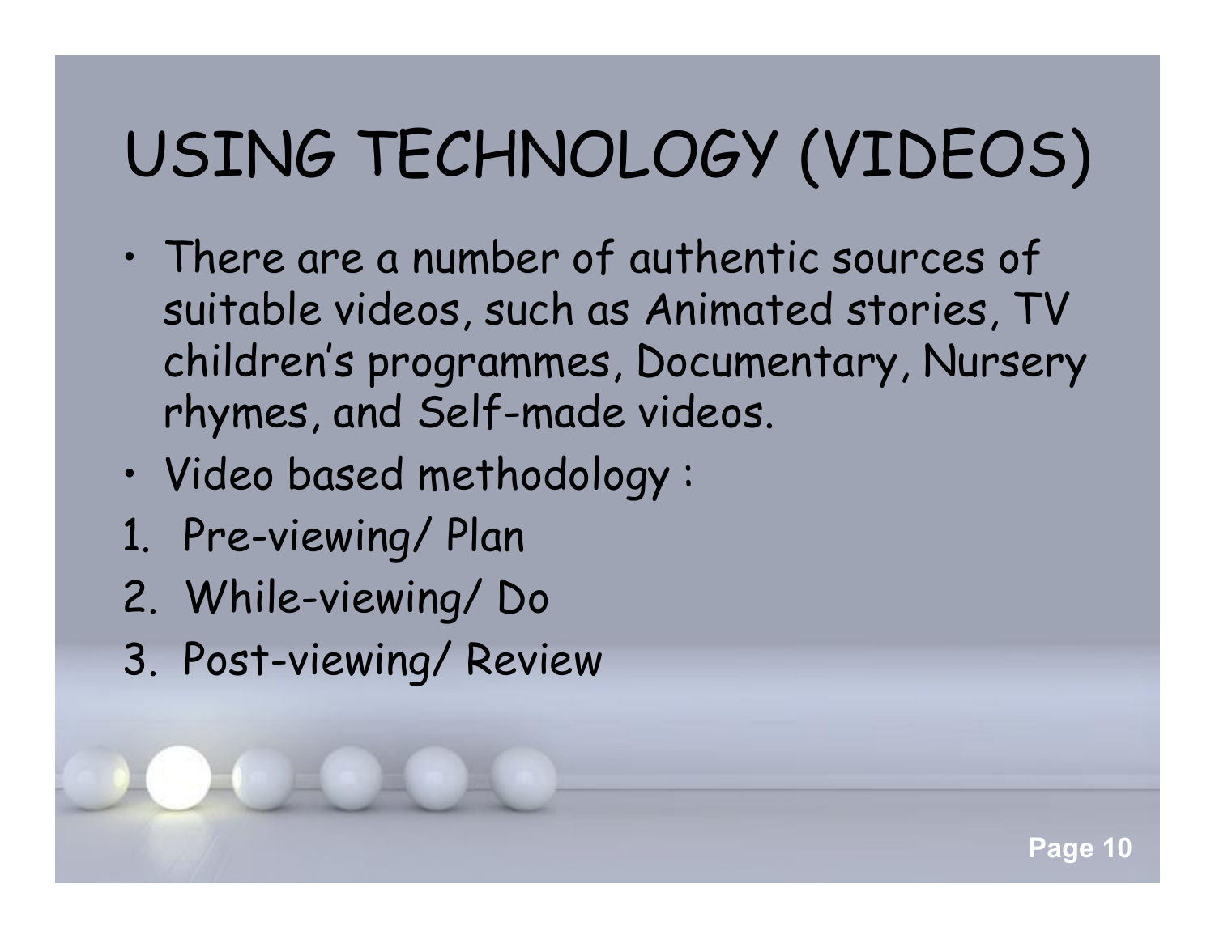# USING TECHNOLOGY (VIDEOS)

- There are a number of authentic sources of suitable videos, such as Animated stories, TV children's programmes, Documentary, Nursery rhymes, and Self-made videos.
- Video based methodology :

1. Pre-viewing/ Plan
2. While-viewing/ Do
3. Post-viewing/ Review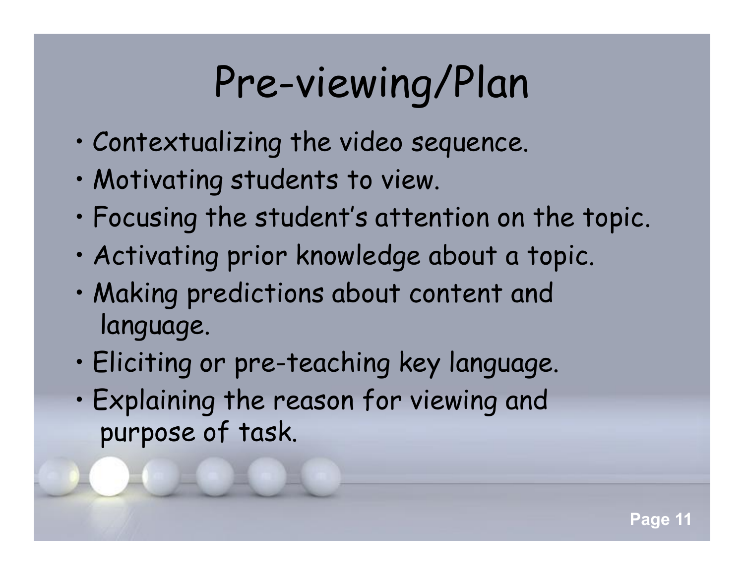# Pre-viewing/Plan

- Contextualizing the video sequence.
- Motivating students to view.
- Focusing the student's attention on the topic.
- Activating prior knowledge about a topic.
- Making predictions about content and language.
- Eliciting or pre-teaching key language.
- Explaining the reason for viewing and purpose of task.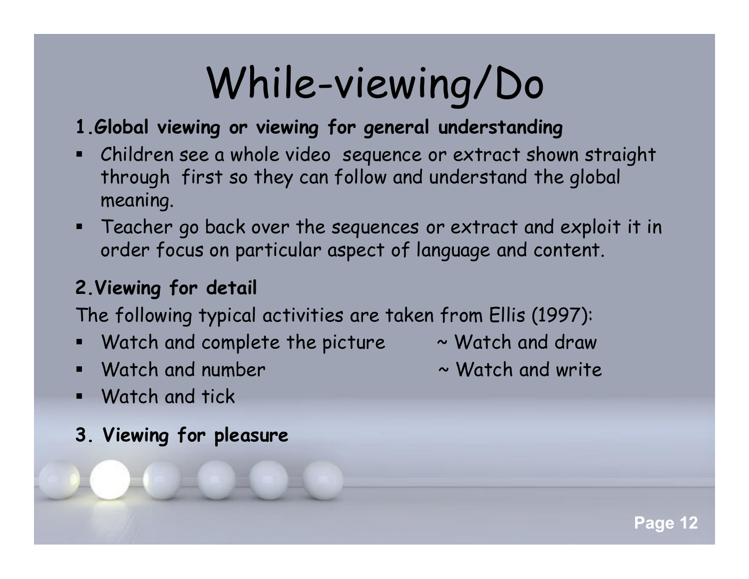# While-viewing/Do

**1.Global viewing or viewing for general understanding**

- Children see a whole video sequence or extract shown straight through first so they can follow and understand the global meaning.
- Teacher go back over the sequences or extract and exploit it in order focus on particular aspect of language and content.

**2.Viewing for detail**

The following typical activities are taken from Ellis (1997):

- Watch and complete the picture
- ~ Watch and draw
- Watch and number
- ~ Watch and write
- Watch and tick

**3. Viewing for pleasure**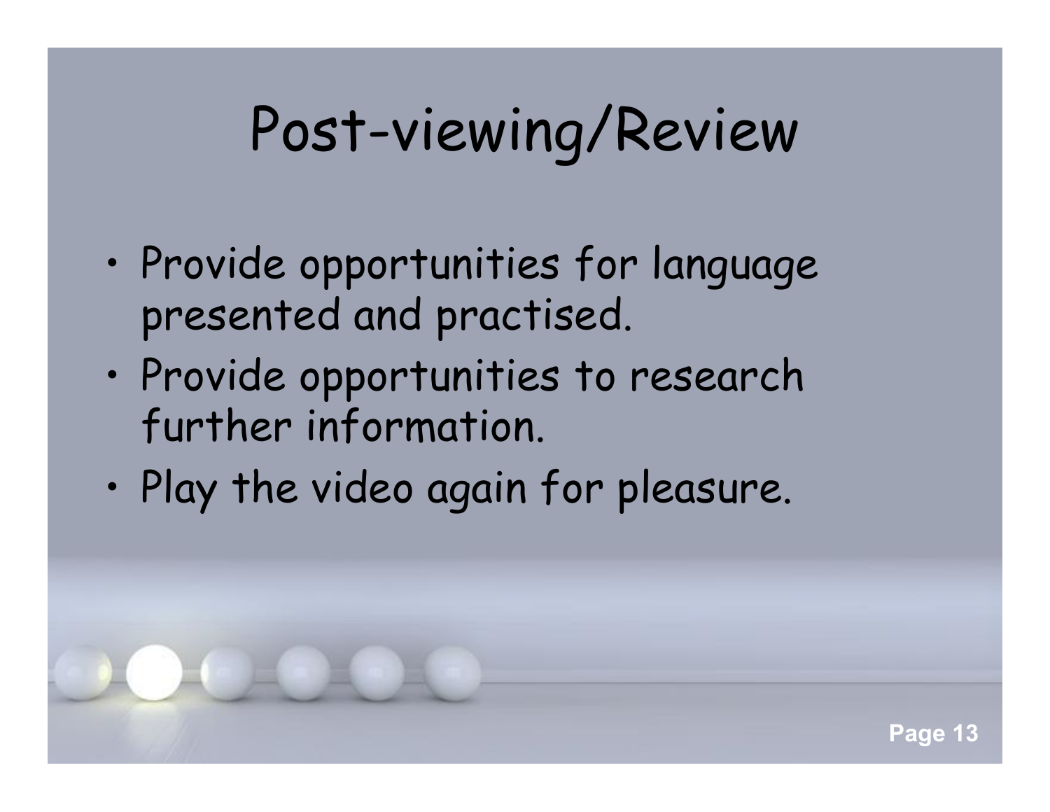# Post-viewing/Review

- Provide opportunities for language presented and practised.
- Provide opportunities to research further information.
- Play the video again for pleasure.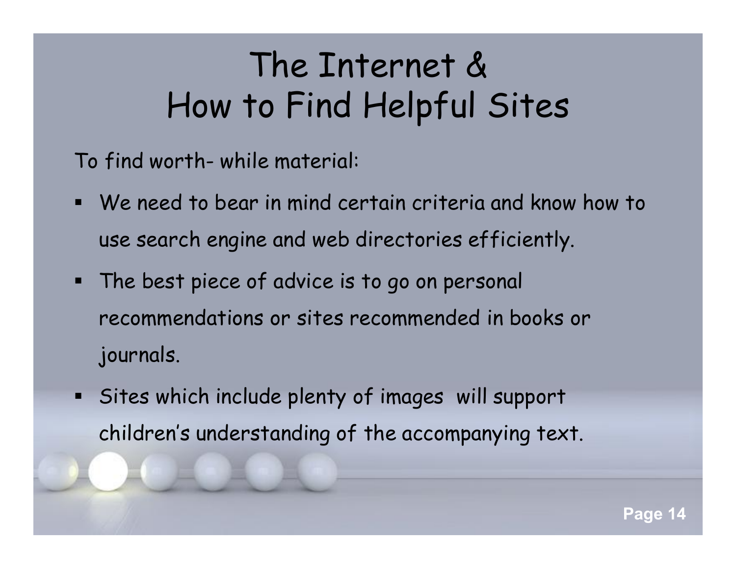# The Internet & How to Find Helpful Sites

To find worth- while material:

- We need to bear in mind certain criteria and know how to use search engine and web directories efficiently.
- The best piece of advice is to go on personal recommendations or sites recommended in books or journals.
- Sites which include plenty of images will support children's understanding of the accompanying text.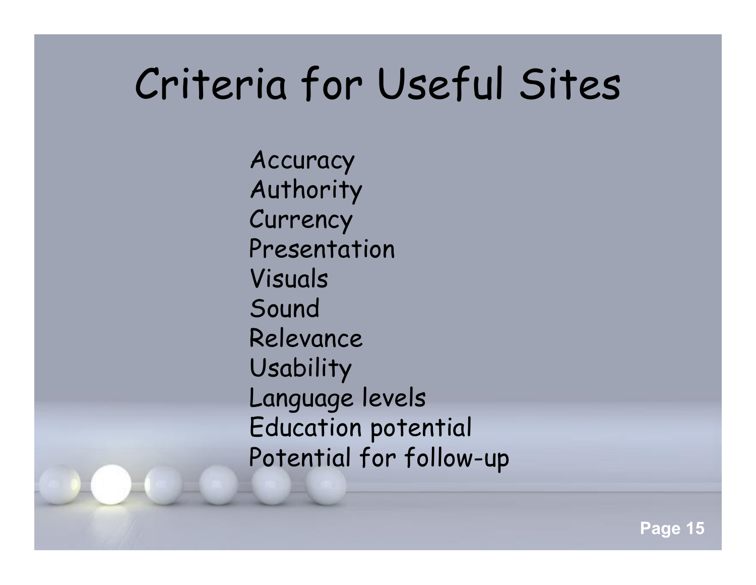# Criteria for Useful Sites

- Accuracy
- Authority
- Currency
- Presentation
- Visuals
- Sound
- Relevance
- Usability
- Language levels
- Education potential
- Potential for follow-up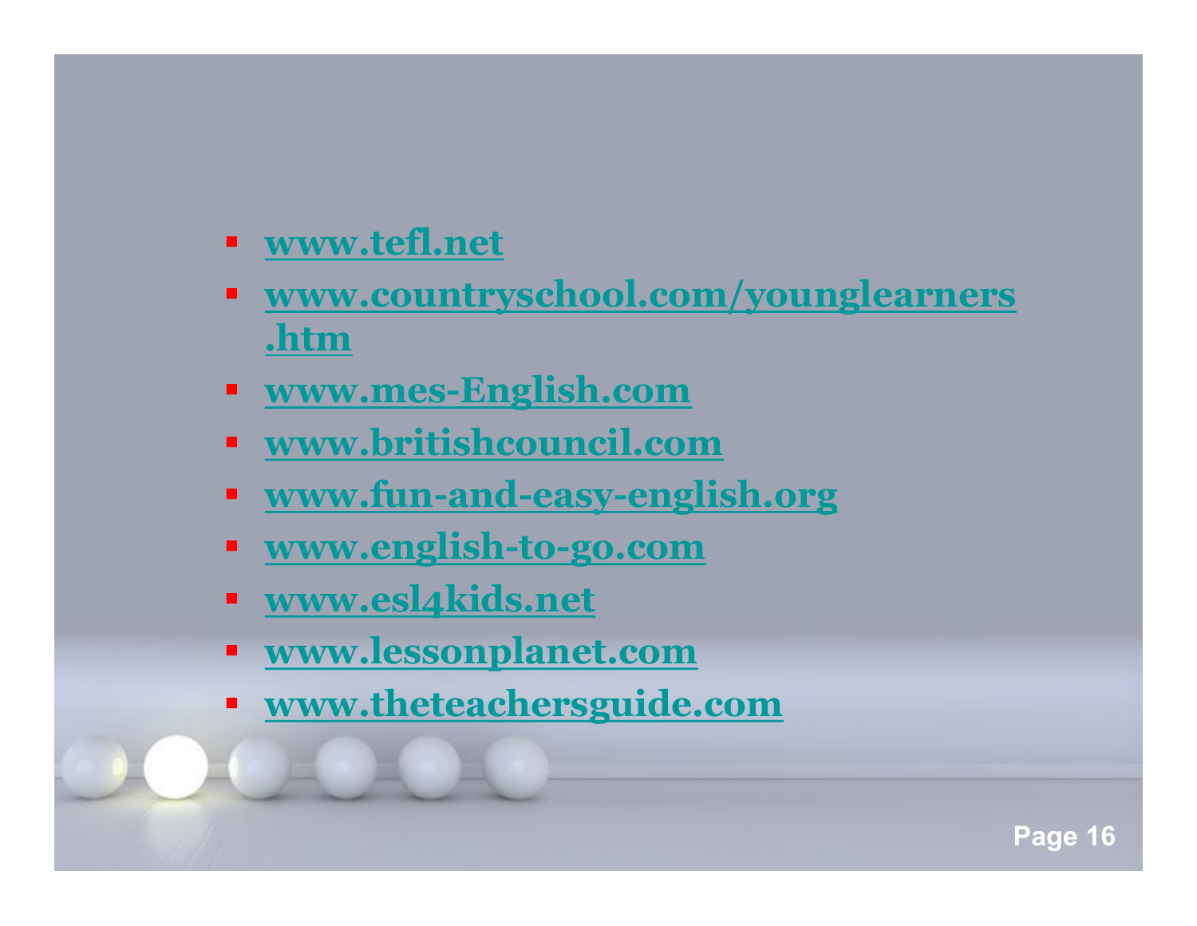- www.tefl.net
- www.countryschool.com/younglearners.htm
- www.mes-English.com
- www.britishcouncil.com
- www.fun-and-easy-english.org
- www.english-to-go.com
- www.esl4kids.net
- www.lessonplanet.com
- www.theteachersguide.com